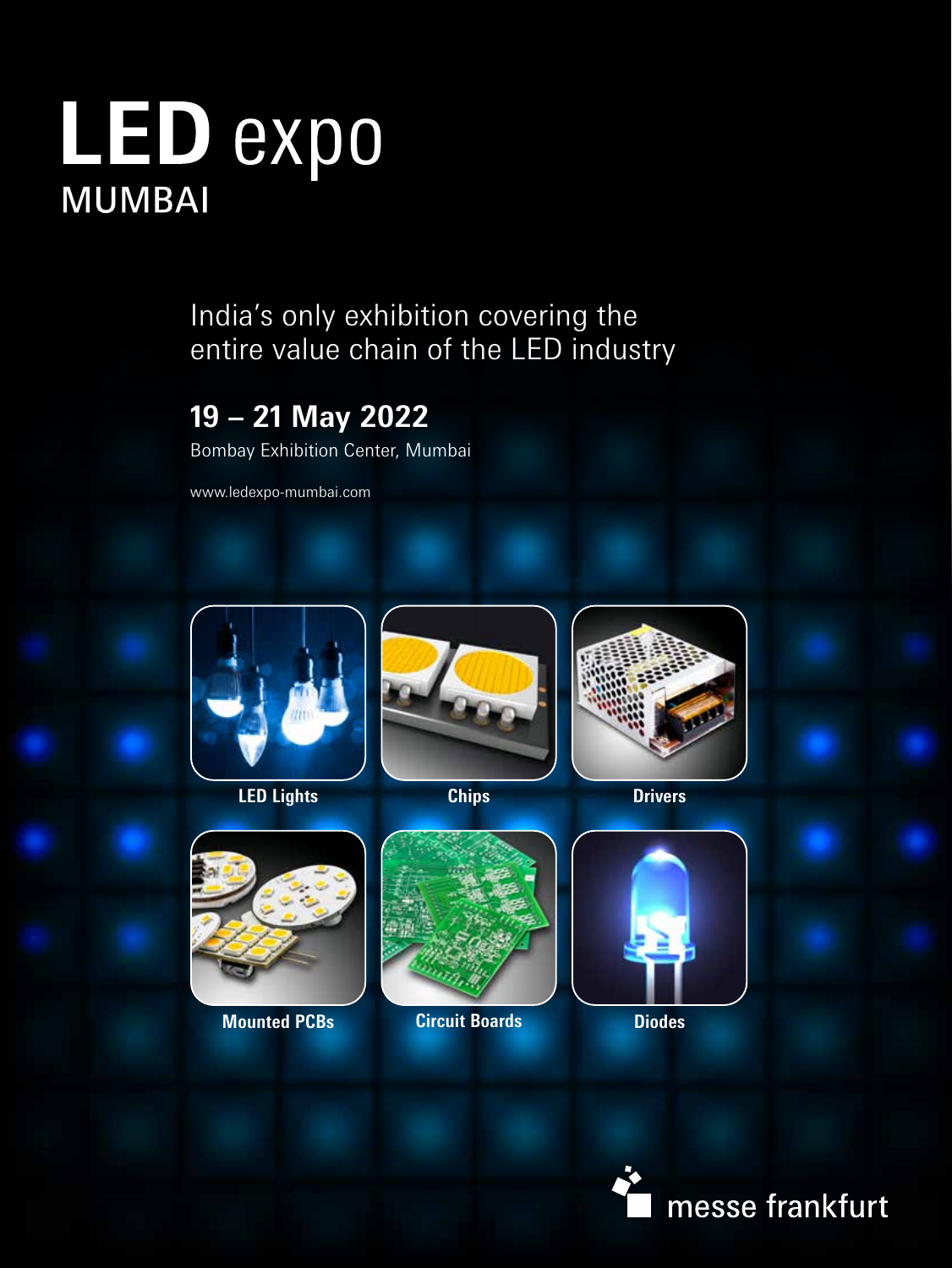# LED expo
## MUMBAI

India's only exhibition covering the entire value chain of the LED industry

**19 – 21 May 2022**

Bombay Exhibition Center, Mumbai

www.ledexpo-mumbai.com

**LED Lights**

**Chips**

**Drivers**

**Mounted PCBs**

**Circuit Boards**

**Diodes**

messe frankfurt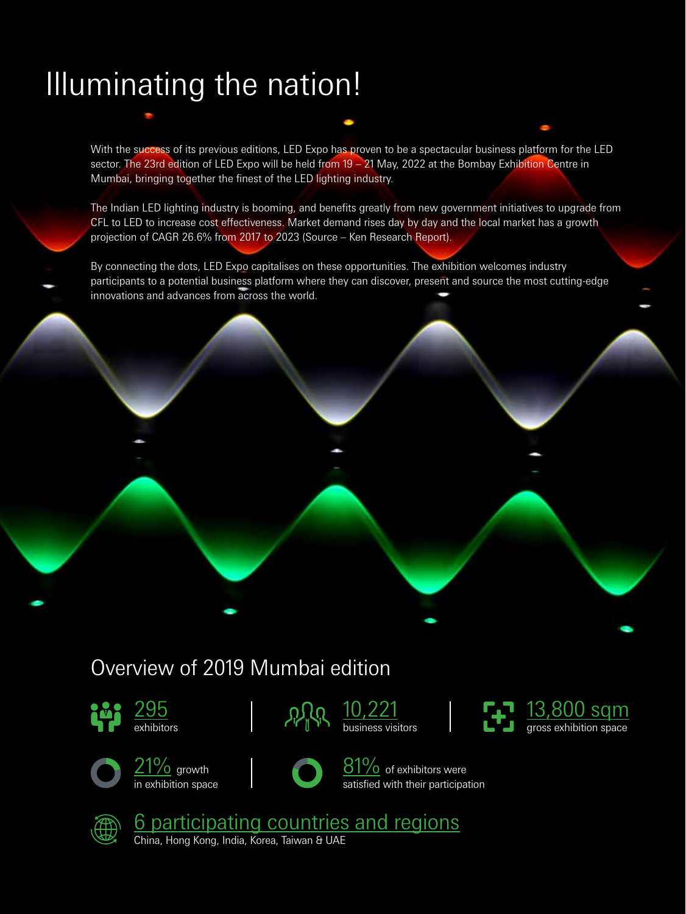# Illuminating the nation!

With the success of its previous editions, LED Expo has proven to be a spectacular business platform for the LED sector. The 23rd edition of LED Expo will be held from 19 – 21 May, 2022 at the Bombay Exhibition Centre in Mumbai, bringing together the finest of the LED lighting industry.

The Indian LED lighting industry is booming, and benefits greatly from new government initiatives to upgrade from CFL to LED to increase cost effectiveness. Market demand rises day by day and the local market has a growth projection of CAGR 26.6% from 2017 to 2023 (Source – Ken Research Report).

By connecting the dots, LED Expo capitalises on these opportunities. The exhibition welcomes industry participants to a potential business platform where they can discover, present and source the most cutting-edge innovations and advances from across the world.

## Overview of 2019 Mumbai edition

**295**
exhibitors

**10,221**
business visitors

**13,800 sqm**
gross exhibition space

**21%** growth
in exhibition space

**81%** of exhibitors were
satisfied with their participation

**6 participating countries and regions**
China, Hong Kong, India, Korea, Taiwan & UAE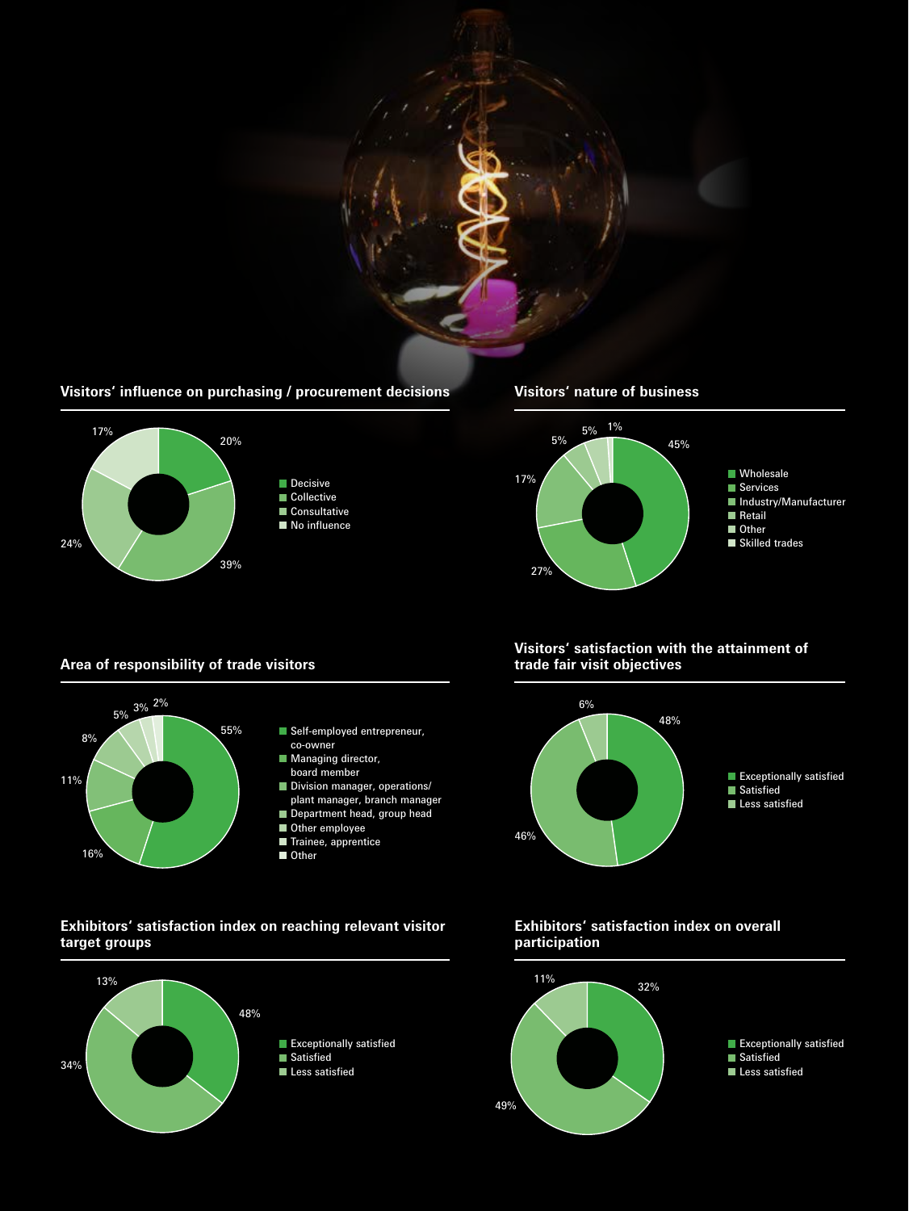### Visitors' influence on purchasing / procurement decisions

| Category | Share |
| --- | --- |
| Decisive | 20% |
| Collective | 39% |
| Consultative | 24% |
| No influence | 17% |

### Visitors' nature of business

| Category | Share |
| --- | --- |
| Wholesale | 45% |
| Services | 27% |
| Industry/Manufacturer | 17% |
| Retail | 5% |
| Other | 5% |
| Skilled trades | 1% |

### Area of responsibility of trade visitors

| Category | Share |
| --- | --- |
| Self-employed entrepreneur, co-owner | 55% |
| Managing director, board member | 16% |
| Division manager, operations/ plant manager, branch manager | 11% |
| Department head, group head | 8% |
| Other employee | 5% |
| Trainee, apprentice | 3% |
| Other | 2% |

### Visitors' satisfaction with the attainment of trade fair visit objectives

| Category | Share |
| --- | --- |
| Exceptionally satisfied | 48% |
| Satisfied | 46% |
| Less satisfied | 6% |

### Exhibitors' satisfaction index on reaching relevant visitor target groups

| Category | Share |
| --- | --- |
| Exceptionally satisfied | 48% |
| Satisfied | 34% |
| Less satisfied | 13% |

### Exhibitors' satisfaction index on overall participation

| Category | Share |
| --- | --- |
| Exceptionally satisfied | 32% |
| Satisfied | 49% |
| Less satisfied | 11% |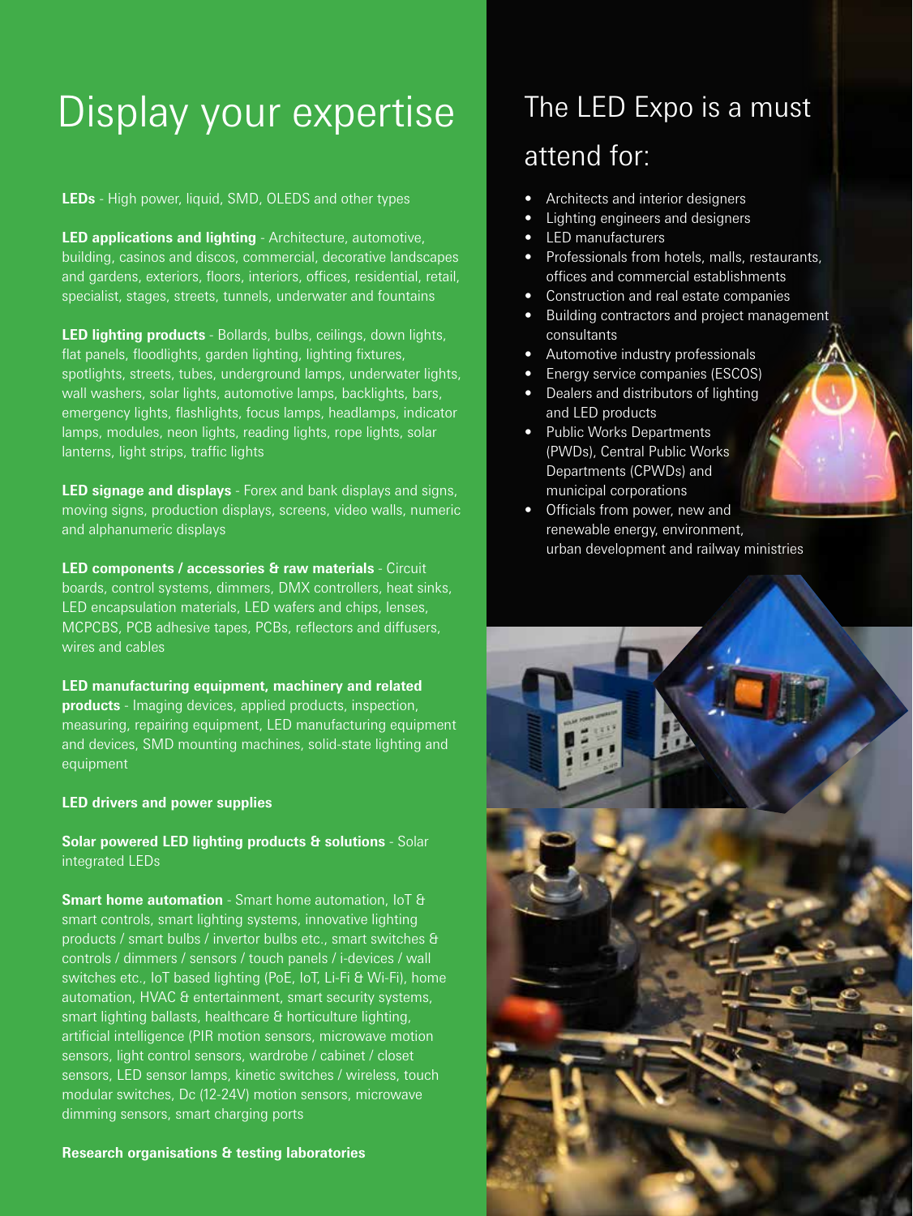# Display your expertise

**LEDs** - High power, liquid, SMD, OLEDS and other types

**LED applications and lighting** - Architecture, automotive, building, casinos and discos, commercial, decorative landscapes and gardens, exteriors, floors, interiors, offices, residential, retail, specialist, stages, streets, tunnels, underwater and fountains

**LED lighting products** - Bollards, bulbs, ceilings, down lights, flat panels, floodlights, garden lighting, lighting fixtures, spotlights, streets, tubes, underground lamps, underwater lights, wall washers, solar lights, automotive lamps, backlights, bars, emergency lights, flashlights, focus lamps, headlamps, indicator lamps, modules, neon lights, reading lights, rope lights, solar lanterns, light strips, traffic lights

**LED signage and displays** - Forex and bank displays and signs, moving signs, production displays, screens, video walls, numeric and alphanumeric displays

**LED components / accessories & raw materials** - Circuit boards, control systems, dimmers, DMX controllers, heat sinks, LED encapsulation materials, LED wafers and chips, lenses, MCPCBS, PCB adhesive tapes, PCBs, reflectors and diffusers, wires and cables

**LED manufacturing equipment, machinery and related products** - Imaging devices, applied products, inspection, measuring, repairing equipment, LED manufacturing equipment and devices, SMD mounting machines, solid-state lighting and equipment

**LED drivers and power supplies**

**Solar powered LED lighting products & solutions** - Solar integrated LEDs

**Smart home automation** - Smart home automation, IoT & smart controls, smart lighting systems, innovative lighting products / smart bulbs / invertor bulbs etc., smart switches & controls / dimmers / sensors / touch panels / i-devices / wall switches etc., IoT based lighting (PoE, IoT, Li-Fi & Wi-Fi), home automation, HVAC & entertainment, smart security systems, smart lighting ballasts, healthcare & horticulture lighting, artificial intelligence (PIR motion sensors, microwave motion sensors, light control sensors, wardrobe / cabinet / closet sensors, LED sensor lamps, kinetic switches / wireless, touch modular switches, Dc (12-24V) motion sensors, microwave dimming sensors, smart charging ports

**Research organisations & testing laboratories**

# The LED Expo is a must attend for:

- Architects and interior designers
- Lighting engineers and designers
- LED manufacturers
- Professionals from hotels, malls, restaurants, offices and commercial establishments
- Construction and real estate companies
- Building contractors and project management consultants
- Automotive industry professionals
- Energy service companies (ESCOS)
- Dealers and distributors of lighting and LED products
- Public Works Departments (PWDs), Central Public Works Departments (CPWDs) and municipal corporations
- Officials from power, new and renewable energy, environment, urban development and railway ministries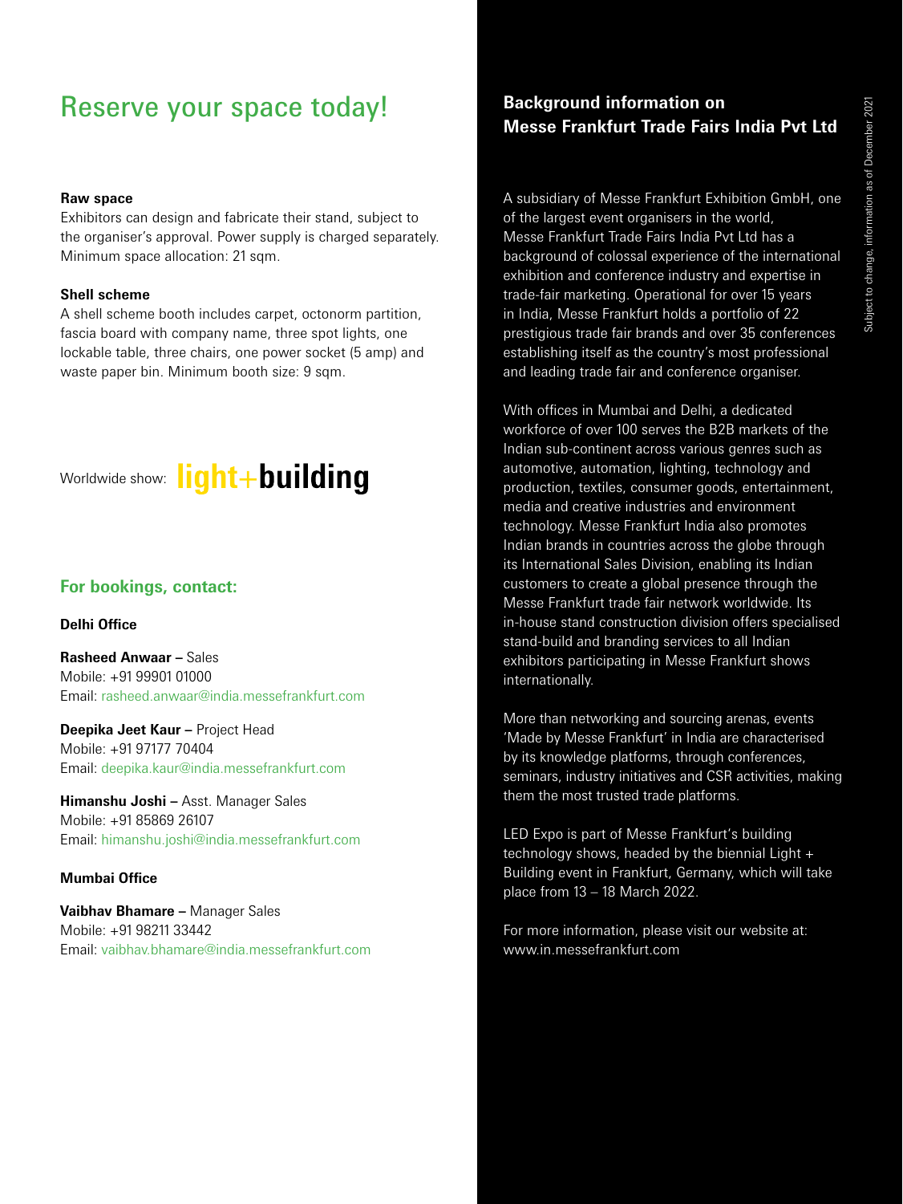## Reserve your space today!

**Raw space**

Exhibitors can design and fabricate their stand, subject to the organiser's approval. Power supply is charged separately. Minimum space allocation: 21 sqm.

**Shell scheme**

A shell scheme booth includes carpet, octonorm partition, fascia board with company name, three spot lights, one lockable table, three chairs, one power socket (5 amp) and waste paper bin. Minimum booth size: 9 sqm.

Worldwide show: **light+building**

### For bookings, contact:

**Delhi Office**

**Rasheed Anwaar –** Sales
Mobile: +91 99901 01000
Email: rasheed.anwaar@india.messefrankfurt.com

**Deepika Jeet Kaur –** Project Head
Mobile: +91 97177 70404
Email: deepika.kaur@india.messefrankfurt.com

**Himanshu Joshi –** Asst. Manager Sales
Mobile: +91 85869 26107
Email: himanshu.joshi@india.messefrankfurt.com

**Mumbai Office**

**Vaibhav Bhamare –** Manager Sales
Mobile: +91 98211 33442
Email: vaibhav.bhamare@india.messefrankfurt.com

### Background information on Messe Frankfurt Trade Fairs India Pvt Ltd

A subsidiary of Messe Frankfurt Exhibition GmbH, one of the largest event organisers in the world, Messe Frankfurt Trade Fairs India Pvt Ltd has a background of colossal experience of the international exhibition and conference industry and expertise in trade-fair marketing. Operational for over 15 years in India, Messe Frankfurt holds a portfolio of 22 prestigious trade fair brands and over 35 conferences establishing itself as the country's most professional and leading trade fair and conference organiser.

With offices in Mumbai and Delhi, a dedicated workforce of over 100 serves the B2B markets of the Indian sub-continent across various genres such as automotive, automation, lighting, technology and production, textiles, consumer goods, entertainment, media and creative industries and environment technology. Messe Frankfurt India also promotes Indian brands in countries across the globe through its International Sales Division, enabling its Indian customers to create a global presence through the Messe Frankfurt trade fair network worldwide. Its in-house stand construction division offers specialised stand-build and branding services to all Indian exhibitors participating in Messe Frankfurt shows internationally.

More than networking and sourcing arenas, events 'Made by Messe Frankfurt' in India are characterised by its knowledge platforms, through conferences, seminars, industry initiatives and CSR activities, making them the most trusted trade platforms.

LED Expo is part of Messe Frankfurt's building technology shows, headed by the biennial Light + Building event in Frankfurt, Germany, which will take place from 13 – 18 March 2022.

For more information, please visit our website at: www.in.messefrankfurt.com

Subject to change, information as of December 2021